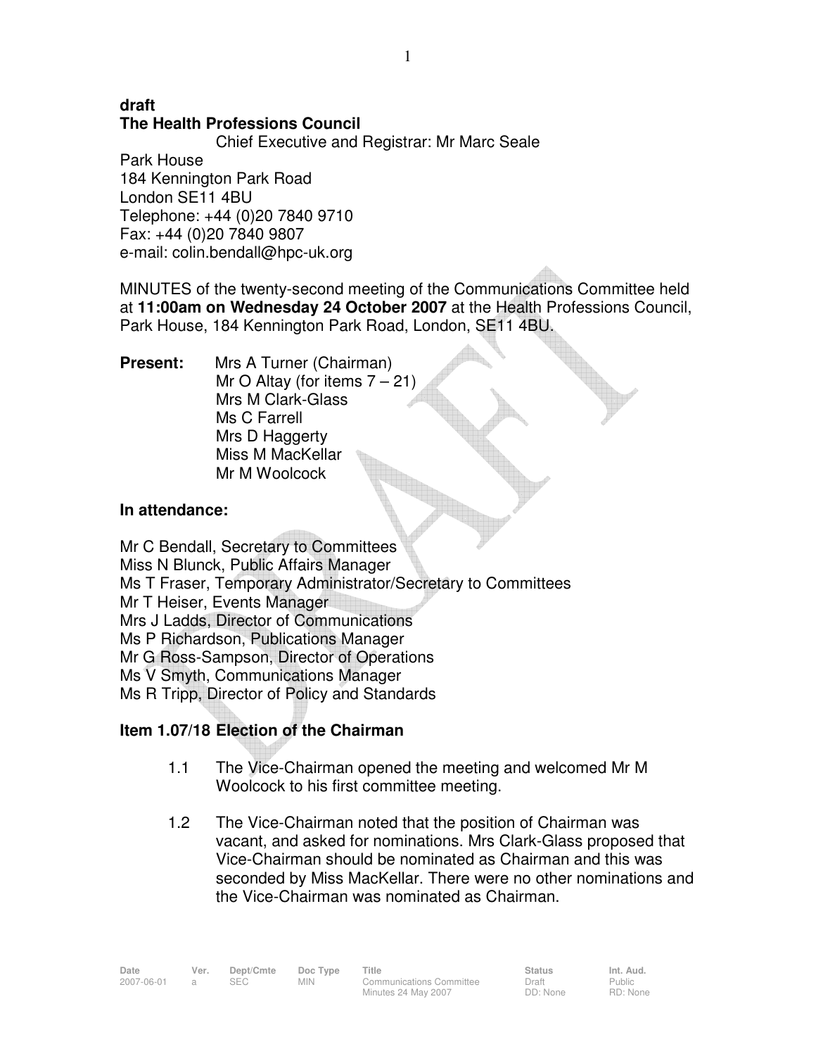**draft**

**The Health Professions Council**

Chief Executive and Registrar: Mr Marc Seale

Park House
184 Kennington Park Road
London SE11 4BU
Telephone: +44 (0)20 7840 9710
Fax: +44 (0)20 7840 9807
e-mail: colin.bendall@hpc-uk.org

MINUTES of the twenty-second meeting of the Communications Committee held at **11:00am on Wednesday 24 October 2007** at the Health Professions Council, Park House, 184 Kennington Park Road, London, SE11 4BU.

**Present:** Mrs A Turner (Chairman)
Mr O Altay (for items 7 – 21)
Mrs M Clark-Glass
Ms C Farrell
Mrs D Haggerty
Miss M MacKellar
Mr M Woolcock

**In attendance:**

Mr C Bendall, Secretary to Committees
Miss N Blunck, Public Affairs Manager
Ms T Fraser, Temporary Administrator/Secretary to Committees
Mr T Heiser, Events Manager
Mrs J Ladds, Director of Communications
Ms P Richardson, Publications Manager
Mr G Ross-Sampson, Director of Operations
Ms V Smyth, Communications Manager
Ms R Tripp, Director of Policy and Standards

**Item 1.07/18 Election of the Chairman**

1.1 The Vice-Chairman opened the meeting and welcomed Mr M Woolcock to his first committee meeting.

1.2 The Vice-Chairman noted that the position of Chairman was vacant, and asked for nominations. Mrs Clark-Glass proposed that Vice-Chairman should be nominated as Chairman and this was seconded by Miss MacKellar. There were no other nominations and the Vice-Chairman was nominated as Chairman.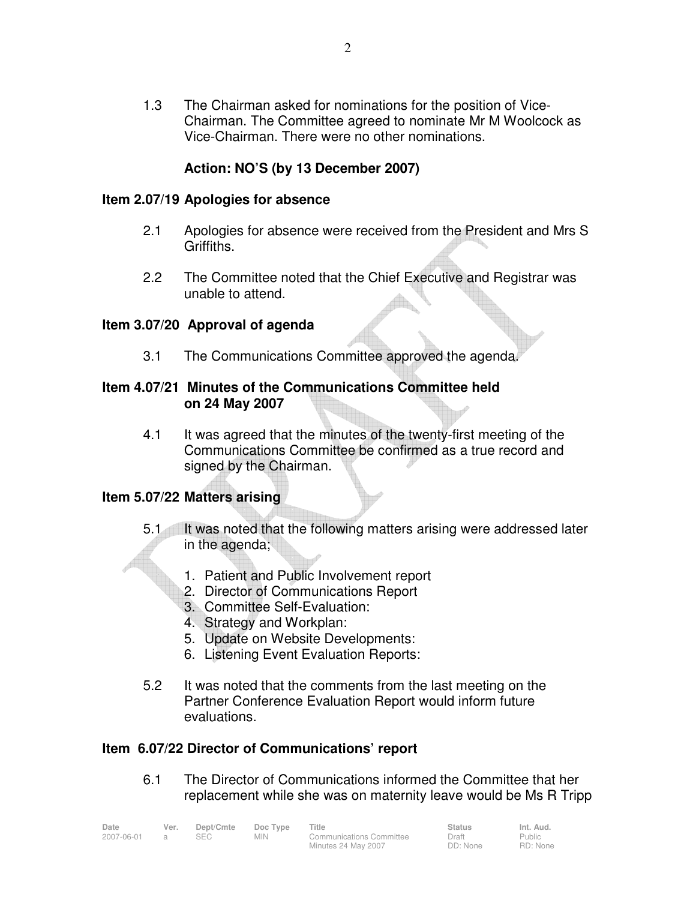1.3 The Chairman asked for nominations for the position of Vice-Chairman. The Committee agreed to nominate Mr M Woolcock as Vice-Chairman. There were no other nominations.

**Action: NO'S (by 13 December 2007)**

## Item 2.07/19 Apologies for absence

2.1 Apologies for absence were received from the President and Mrs S Griffiths.

2.2 The Committee noted that the Chief Executive and Registrar was unable to attend.

## Item 3.07/20 Approval of agenda

3.1 The Communications Committee approved the agenda.

## Item 4.07/21 Minutes of the Communications Committee held on 24 May 2007

4.1 It was agreed that the minutes of the twenty-first meeting of the Communications Committee be confirmed as a true record and signed by the Chairman.

## Item 5.07/22 Matters arising

5.1 It was noted that the following matters arising were addressed later in the agenda;

1. Patient and Public Involvement report
2. Director of Communications Report
3. Committee Self-Evaluation:
4. Strategy and Workplan:
5. Update on Website Developments:
6. Listening Event Evaluation Reports:

5.2 It was noted that the comments from the last meeting on the Partner Conference Evaluation Report would inform future evaluations.

## Item 6.07/22 Director of Communications' report

6.1 The Director of Communications informed the Committee that her replacement while she was on maternity leave would be Ms R Tripp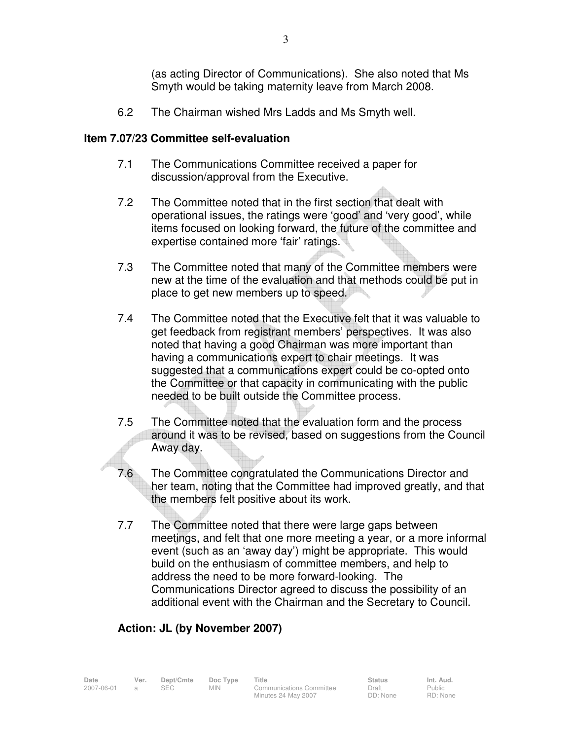(as acting Director of Communications). She also noted that Ms Smyth would be taking maternity leave from March 2008.

6.2 The Chairman wished Mrs Ladds and Ms Smyth well.

**Item 7.07/23 Committee self-evaluation**

7.1 The Communications Committee received a paper for discussion/approval from the Executive.

7.2 The Committee noted that in the first section that dealt with operational issues, the ratings were 'good' and 'very good', while items focused on looking forward, the future of the committee and expertise contained more 'fair' ratings.

7.3 The Committee noted that many of the Committee members were new at the time of the evaluation and that methods could be put in place to get new members up to speed.

7.4 The Committee noted that the Executive felt that it was valuable to get feedback from registrant members' perspectives. It was also noted that having a good Chairman was more important than having a communications expert to chair meetings. It was suggested that a communications expert could be co-opted onto the Committee or that capacity in communicating with the public needed to be built outside the Committee process.

7.5 The Committee noted that the evaluation form and the process around it was to be revised, based on suggestions from the Council Away day.

7.6 The Committee congratulated the Communications Director and her team, noting that the Committee had improved greatly, and that the members felt positive about its work.

7.7 The Committee noted that there were large gaps between meetings, and felt that one more meeting a year, or a more informal event (such as an 'away day') might be appropriate. This would build on the enthusiasm of committee members, and help to address the need to be more forward-looking. The Communications Director agreed to discuss the possibility of an additional event with the Chairman and the Secretary to Council.

**Action: JL (by November 2007)**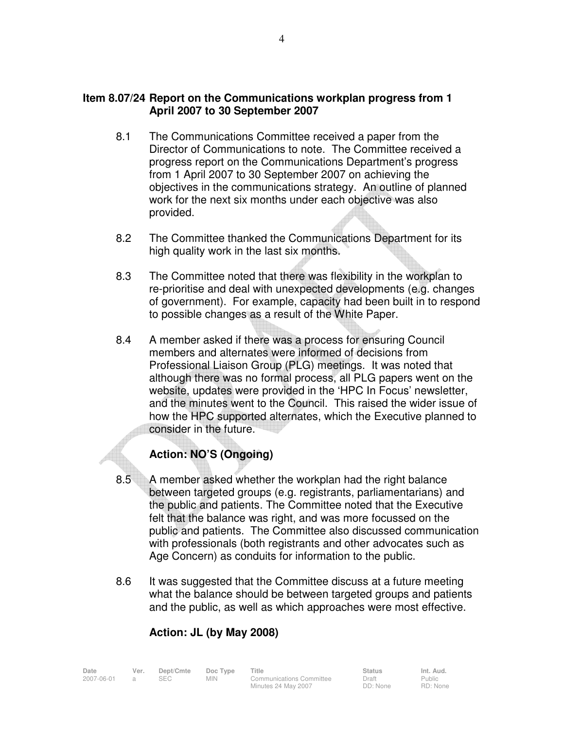**Item 8.07/24 Report on the Communications workplan progress from 1 April 2007 to 30 September 2007**

8.1 The Communications Committee received a paper from the Director of Communications to note. The Committee received a progress report on the Communications Department's progress from 1 April 2007 to 30 September 2007 on achieving the objectives in the communications strategy. An outline of planned work for the next six months under each objective was also provided.

8.2 The Committee thanked the Communications Department for its high quality work in the last six months.

8.3 The Committee noted that there was flexibility in the workplan to re-prioritise and deal with unexpected developments (e.g. changes of government). For example, capacity had been built in to respond to possible changes as a result of the White Paper.

8.4 A member asked if there was a process for ensuring Council members and alternates were informed of decisions from Professional Liaison Group (PLG) meetings. It was noted that although there was no formal process, all PLG papers went on the website, updates were provided in the 'HPC In Focus' newsletter, and the minutes went to the Council. This raised the wider issue of how the HPC supported alternates, which the Executive planned to consider in the future.

**Action: NO'S (Ongoing)**

8.5 A member asked whether the workplan had the right balance between targeted groups (e.g. registrants, parliamentarians) and the public and patients. The Committee noted that the Executive felt that the balance was right, and was more focussed on the public and patients. The Committee also discussed communication with professionals (both registrants and other advocates such as Age Concern) as conduits for information to the public.

8.6 It was suggested that the Committee discuss at a future meeting what the balance should be between targeted groups and patients and the public, as well as which approaches were most effective.

**Action: JL (by May 2008)**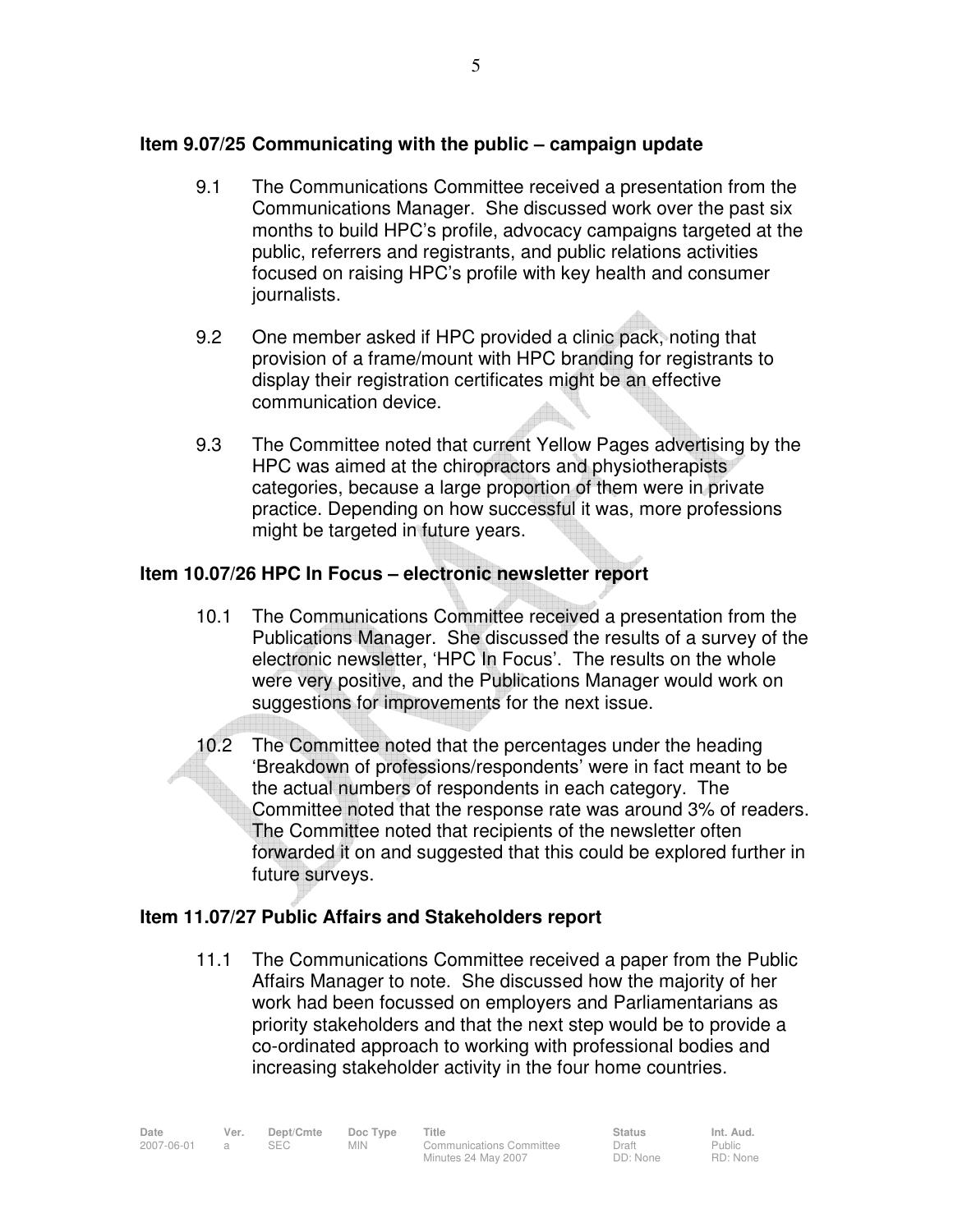### Item 9.07/25 Communicating with the public – campaign update

9.1 The Communications Committee received a presentation from the Communications Manager. She discussed work over the past six months to build HPC's profile, advocacy campaigns targeted at the public, referrers and registrants, and public relations activities focused on raising HPC's profile with key health and consumer journalists.

9.2 One member asked if HPC provided a clinic pack, noting that provision of a frame/mount with HPC branding for registrants to display their registration certificates might be an effective communication device.

9.3 The Committee noted that current Yellow Pages advertising by the HPC was aimed at the chiropractors and physiotherapists categories, because a large proportion of them were in private practice. Depending on how successful it was, more professions might be targeted in future years.

### Item 10.07/26 HPC In Focus – electronic newsletter report

10.1 The Communications Committee received a presentation from the Publications Manager. She discussed the results of a survey of the electronic newsletter, 'HPC In Focus'. The results on the whole were very positive, and the Publications Manager would work on suggestions for improvements for the next issue.

10.2 The Committee noted that the percentages under the heading 'Breakdown of professions/respondents' were in fact meant to be the actual numbers of respondents in each category. The Committee noted that the response rate was around 3% of readers. The Committee noted that recipients of the newsletter often forwarded it on and suggested that this could be explored further in future surveys.

### Item 11.07/27 Public Affairs and Stakeholders report

11.1 The Communications Committee received a paper from the Public Affairs Manager to note. She discussed how the majority of her work had been focussed on employers and Parliamentarians as priority stakeholders and that the next step would be to provide a co-ordinated approach to working with professional bodies and increasing stakeholder activity in the four home countries.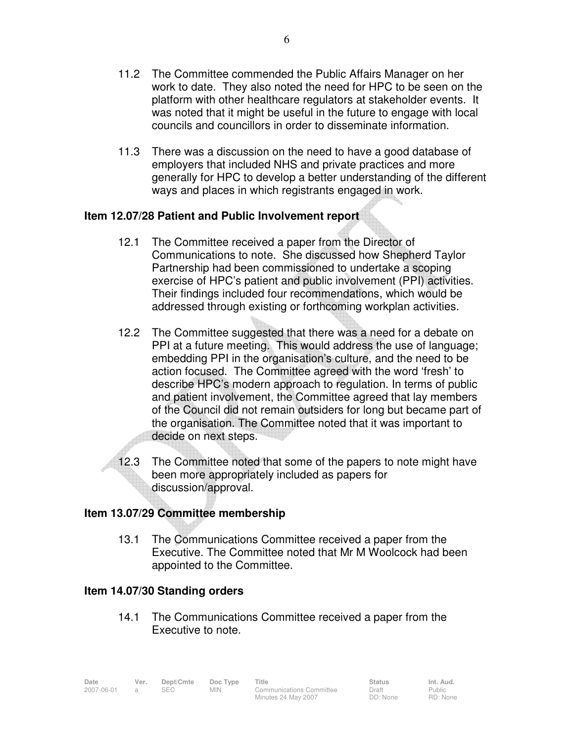11.2 The Committee commended the Public Affairs Manager on her work to date. They also noted the need for HPC to be seen on the platform with other healthcare regulators at stakeholder events. It was noted that it might be useful in the future to engage with local councils and councillors in order to disseminate information.

11.3 There was a discussion on the need to have a good database of employers that included NHS and private practices and more generally for HPC to develop a better understanding of the different ways and places in which registrants engaged in work.

### Item 12.07/28 Patient and Public Involvement report

12.1 The Committee received a paper from the Director of Communications to note. She discussed how Shepherd Taylor Partnership had been commissioned to undertake a scoping exercise of HPC's patient and public involvement (PPI) activities. Their findings included four recommendations, which would be addressed through existing or forthcoming workplan activities.

12.2 The Committee suggested that there was a need for a debate on PPI at a future meeting. This would address the use of language; embedding PPI in the organisation's culture, and the need to be action focused. The Committee agreed with the word 'fresh' to describe HPC's modern approach to regulation. In terms of public and patient involvement, the Committee agreed that lay members of the Council did not remain outsiders for long but became part of the organisation. The Committee noted that it was important to decide on next steps.

12.3 The Committee noted that some of the papers to note might have been more appropriately included as papers for discussion/approval.

### Item 13.07/29 Committee membership

13.1 The Communications Committee received a paper from the Executive. The Committee noted that Mr M Woolcock had been appointed to the Committee.

### Item 14.07/30 Standing orders

14.1 The Communications Committee received a paper from the Executive to note.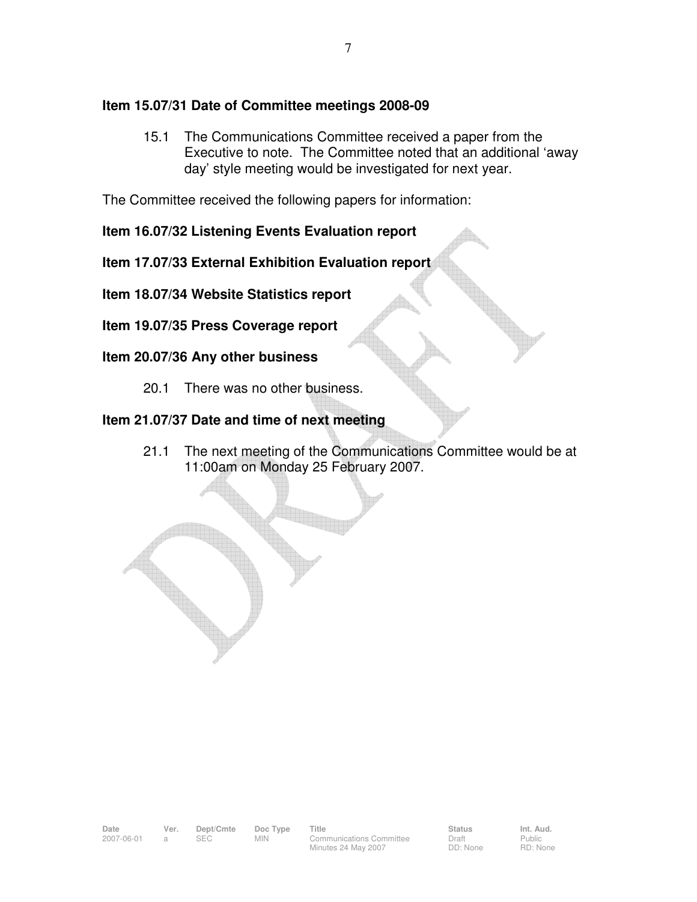**Item 15.07/31 Date of Committee meetings 2008-09**

15.1 The Communications Committee received a paper from the Executive to note. The Committee noted that an additional 'away day' style meeting would be investigated for next year.

The Committee received the following papers for information:

**Item 16.07/32 Listening Events Evaluation report**

**Item 17.07/33 External Exhibition Evaluation report**

**Item 18.07/34 Website Statistics report**

**Item 19.07/35 Press Coverage report**

**Item 20.07/36 Any other business**

20.1 There was no other business.

**Item 21.07/37 Date and time of next meeting**

21.1 The next meeting of the Communications Committee would be at 11:00am on Monday 25 February 2007.